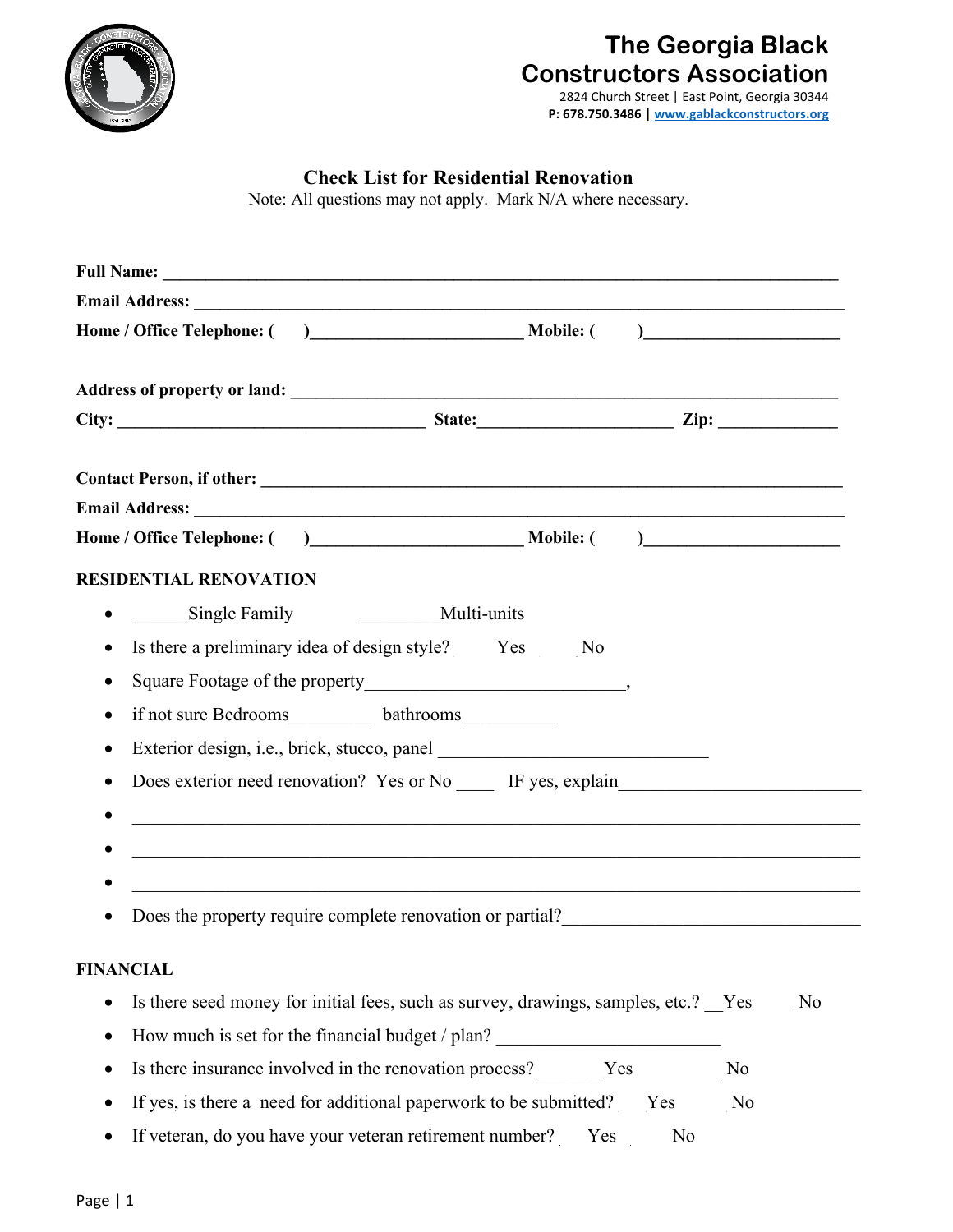# The Georgia Black Constructors Association

2824 Church Street | East Point, Georgia 30344

**P: 678.750.3486 |** **www.gablackconstructors.org**

## Check List for Residential Renovation

Note: All questions may not apply. Mark N/A where necessary.

**Full Name:** ______________________________________________________________________________

**Email Address:** ___________________________________________________________________________

**Home / Office Telephone: (     )________________________ Mobile: (     )______________________**

**Address of property or land:** _______________________________________________________________

**City:** ___________________________________ **State:**______________________ **Zip:** _____________

**Contact Person, if other:** __________________________________________________________________

**Email Address:** ___________________________________________________________________________

**Home / Office Telephone: (     )________________________ Mobile: (     )______________________**

**RESIDENTIAL RENOVATION**

- ______Single Family          _________Multi-units
- Is there a preliminary idea of design style?     Yes     No
- Square Footage of the property____________________________,
- if not sure Bedrooms_________  bathrooms__________
- Exterior design, i.e., brick, stucco, panel _____________________________
- Does exterior need renovation? Yes or No ____  IF yes, explain__________________________
- ________________________________________________________________________________
- ________________________________________________________________________________
- ________________________________________________________________________________
- Does the property require complete renovation or partial?_______________________________

**FINANCIAL**

- Is there seed money for initial fees, such as survey, drawings, samples, etc.? __Yes     No
- How much is set for the financial budget / plan? ________________________
- Is there insurance involved in the renovation process? _______Yes          No
- If yes, is there a need for additional paperwork to be submitted?    Yes     No
- If veteran, do you have your veteran retirement number?    Yes     No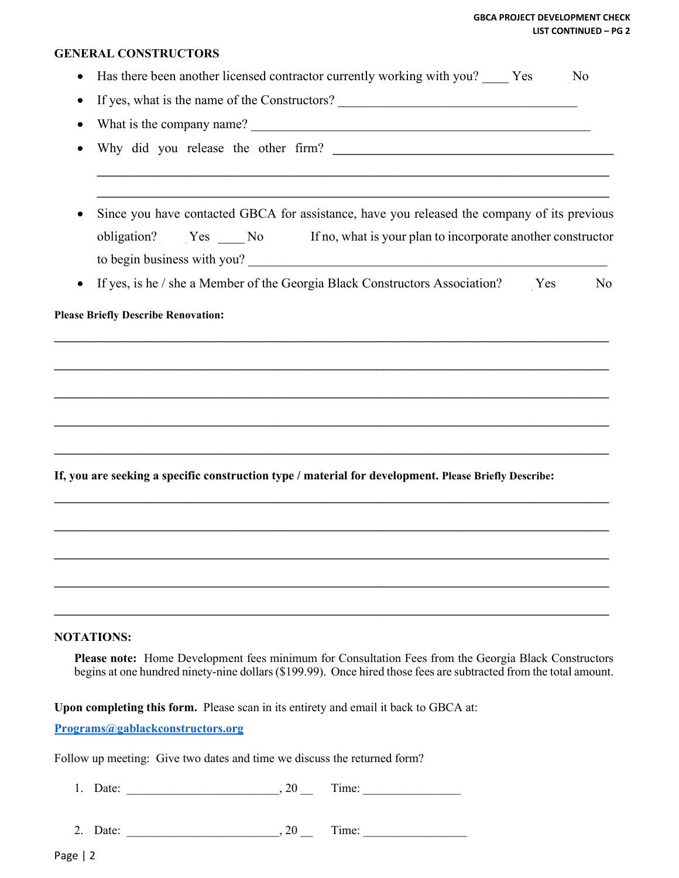## GENERAL CONSTRUCTORS

- Has there been another licensed contractor currently working with you? ____ Yes No
- If yes, what is the name of the Constructors? ____________________________________
- What is the company name? ____________________________________________________
- Why did you release the other firm? ______________________________________________

  ___________________________________________________________________________

  ___________________________________________________________________________

- Since you have contacted GBCA for assistance, have you released the company of its previous obligation? Yes ____ No If no, what is your plan to incorporate another constructor to begin business with you? ________________________________________________
- If yes, is he / she a Member of the Georgia Black Constructors Association? Yes No

**Please Briefly Describe Renovation:**

___________________________________________________________________________

___________________________________________________________________________

___________________________________________________________________________

___________________________________________________________________________

___________________________________________________________________________

**If, you are seeking a specific construction type / material for development. Please Briefly Describe:**

___________________________________________________________________________

___________________________________________________________________________

___________________________________________________________________________

___________________________________________________________________________

___________________________________________________________________________

**NOTATIONS:**

**Please note:** Home Development fees minimum for Consultation Fees from the Georgia Black Constructors begins at one hundred ninety-nine dollars ($199.99). Once hired those fees are subtracted from the total amount.

**Upon completing this form.** Please scan in its entirety and email it back to GBCA at:

[Programs@gablackconstructors.org](mailto:Programs@gablackconstructors.org)

Follow up meeting: Give two dates and time we discuss the returned form?

1. Date: ________________________, 20 __ Time: _______________

2. Date: ________________________, 20 __ Time: ________________